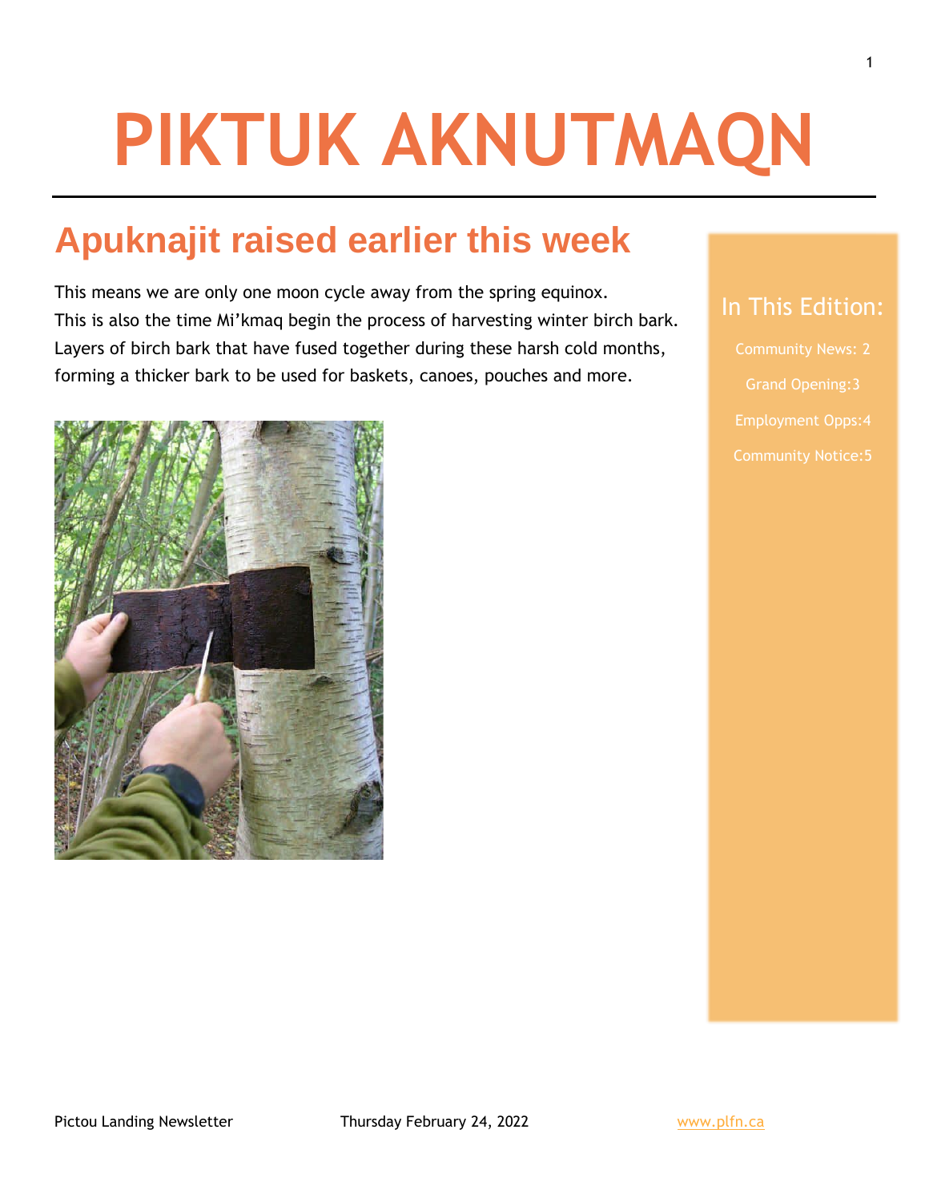# PIKTUK AKNUTMAQN

## Apuknajit raised earlier this week

This means we are only one moon cycle away from the spring equinox. This is also the time Mi'kmaq begin the process of harvesting winter birch bark. Layers of birch bark that have fused together during these harsh cold months, forming a thicker bark to be used for baskets, canoes, pouches and more.

### In This Edition:

Community News: 2

Grand Opening:3

Employment Opps:4

Community Notice:5

Pictou Landing Newsletter Thursday February 24, 2022 www.plfn.ca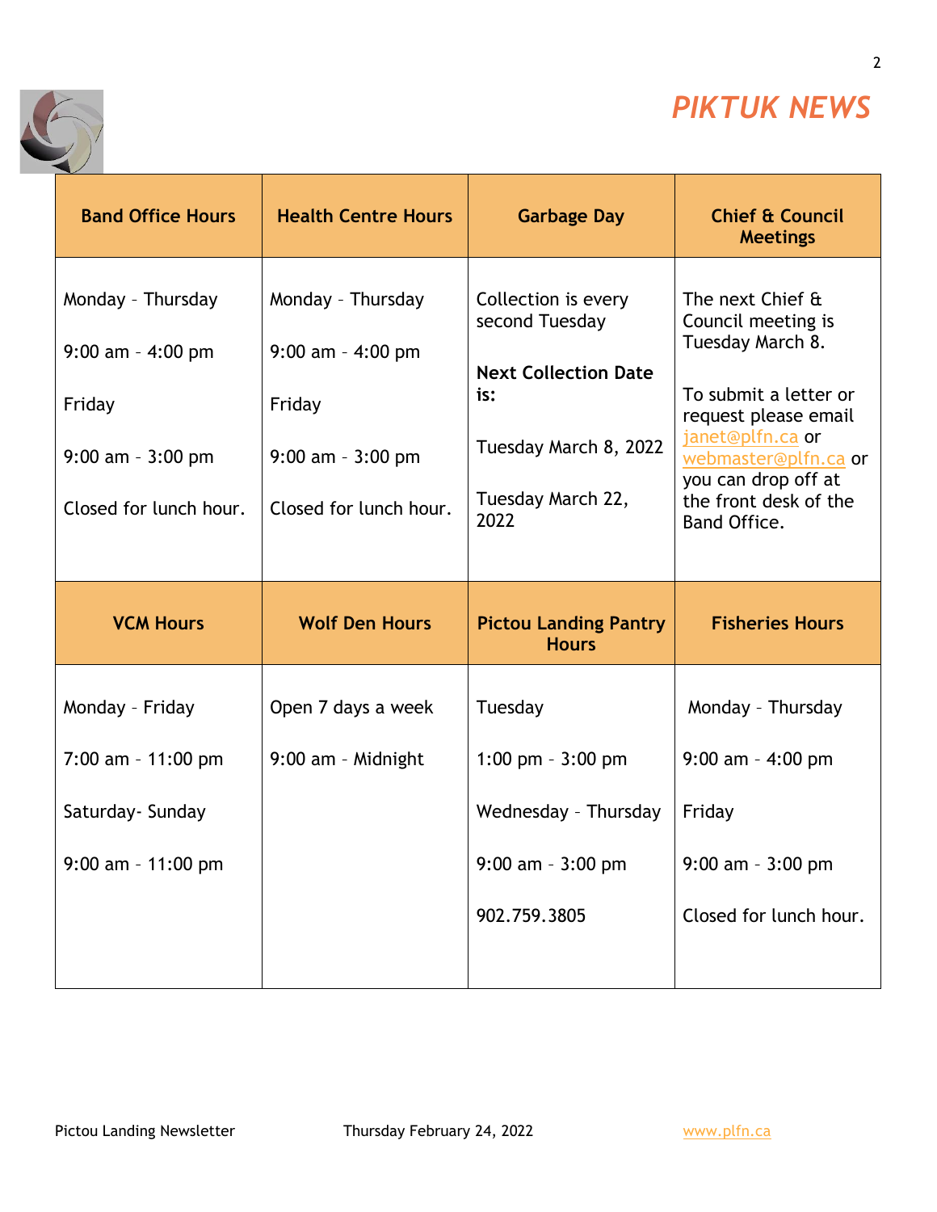# *PIKTUK NEWS*

| Band Office Hours | Health Centre Hours | Garbage Day | Chief & Council Meetings |
|---|---|---|---|
| Monday – Thursday<br><br>9:00 am – 4:00 pm<br><br>Friday<br><br>9:00 am – 3:00 pm<br><br>Closed for lunch hour. | Monday – Thursday<br><br>9:00 am – 4:00 pm<br><br>Friday<br><br>9:00 am – 3:00 pm<br><br>Closed for lunch hour. | Collection is every second Tuesday<br><br>**Next Collection Date is:**<br><br>Tuesday March 8, 2022<br><br>Tuesday March 22, 2022 | The next Chief & Council meeting is Tuesday March 8.<br><br>To submit a letter or request please email janet@plfn.ca or webmaster@plfn.ca or you can drop off at the front desk of the Band Office. |
| **VCM Hours** | **Wolf Den Hours** | **Pictou Landing Pantry Hours** | **Fisheries Hours** |
| Monday – Friday<br><br>7:00 am – 11:00 pm<br><br>Saturday- Sunday<br><br>9:00 am – 11:00 pm | Open 7 days a week<br><br>9:00 am – Midnight | Tuesday<br><br>1:00 pm – 3:00 pm<br><br>Wednesday – Thursday<br><br>9:00 am – 3:00 pm<br><br>902.759.3805 | Monday – Thursday<br><br>9:00 am – 4:00 pm<br><br>Friday<br><br>9:00 am – 3:00 pm<br><br>Closed for lunch hour. |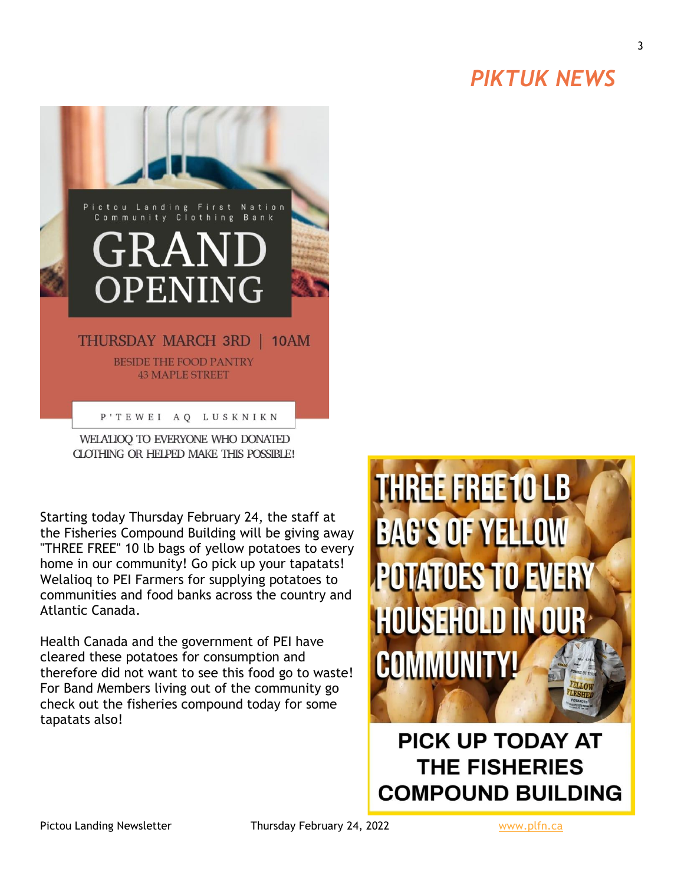# PIKTUK NEWS

Pictou Landing First Nation Community Clothing Bank

## GRAND OPENING

THURSDAY MARCH 3RD | 10AM

BESIDE THE FOOD PANTRY
43 MAPLE STREET

P'TEWEI AQ LUSKNIKN

WELALIOQ TO EVERYONE WHO DONATED CLOTHING OR HELPED MAKE THIS POSSIBLE!

Starting today Thursday February 24, the staff at the Fisheries Compound Building will be giving away "THREE FREE" 10 lb bags of yellow potatoes to every home in our community! Go pick up your tapatats! Welalioq to PEI Farmers for supplying potatoes to communities and food banks across the country and Atlantic Canada.

Health Canada and the government of PEI have cleared these potatoes for consumption and therefore did not want to see this food go to waste! For Band Members living out of the community go check out the fisheries compound today for some tapatats also!

**THREE FREE 10 LB BAG'S OF YELLOW POTATOES TO EVERY HOUSEHOLD IN OUR COMMUNITY!**

**PICK UP TODAY AT THE FISHERIES COMPOUND BUILDING**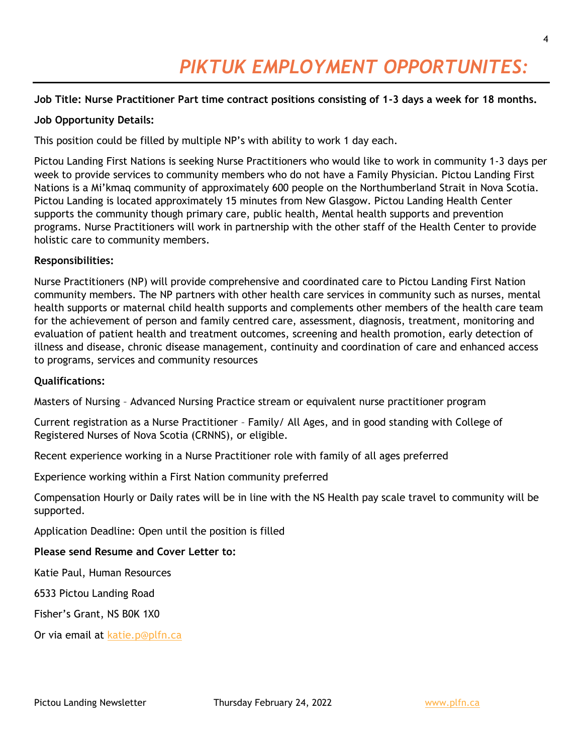# *PIKTUK EMPLOYMENT OPPORTUNITES:*

**Job Title: Nurse Practitioner Part time contract positions consisting of 1-3 days a week for 18 months.**

**Job Opportunity Details:**

This position could be filled by multiple NP's with ability to work 1 day each.

Pictou Landing First Nations is seeking Nurse Practitioners who would like to work in community 1-3 days per week to provide services to community members who do not have a Family Physician. Pictou Landing First Nations is a Mi'kmaq community of approximately 600 people on the Northumberland Strait in Nova Scotia. Pictou Landing is located approximately 15 minutes from New Glasgow. Pictou Landing Health Center supports the community though primary care, public health, Mental health supports and prevention programs. Nurse Practitioners will work in partnership with the other staff of the Health Center to provide holistic care to community members.

**Responsibilities:**

Nurse Practitioners (NP) will provide comprehensive and coordinated care to Pictou Landing First Nation community members. The NP partners with other health care services in community such as nurses, mental health supports or maternal child health supports and complements other members of the health care team for the achievement of person and family centred care, assessment, diagnosis, treatment, monitoring and evaluation of patient health and treatment outcomes, screening and health promotion, early detection of illness and disease, chronic disease management, continuity and coordination of care and enhanced access to programs, services and community resources

**Qualifications:**

Masters of Nursing – Advanced Nursing Practice stream or equivalent nurse practitioner program

Current registration as a Nurse Practitioner – Family/ All Ages, and in good standing with College of Registered Nurses of Nova Scotia (CRNNS), or eligible.

Recent experience working in a Nurse Practitioner role with family of all ages preferred

Experience working within a First Nation community preferred

Compensation Hourly or Daily rates will be in line with the NS Health pay scale travel to community will be supported.

Application Deadline: Open until the position is filled

**Please send Resume and Cover Letter to:**

Katie Paul, Human Resources

6533 Pictou Landing Road

Fisher's Grant, NS B0K 1X0

Or via email at katie.p@plfn.ca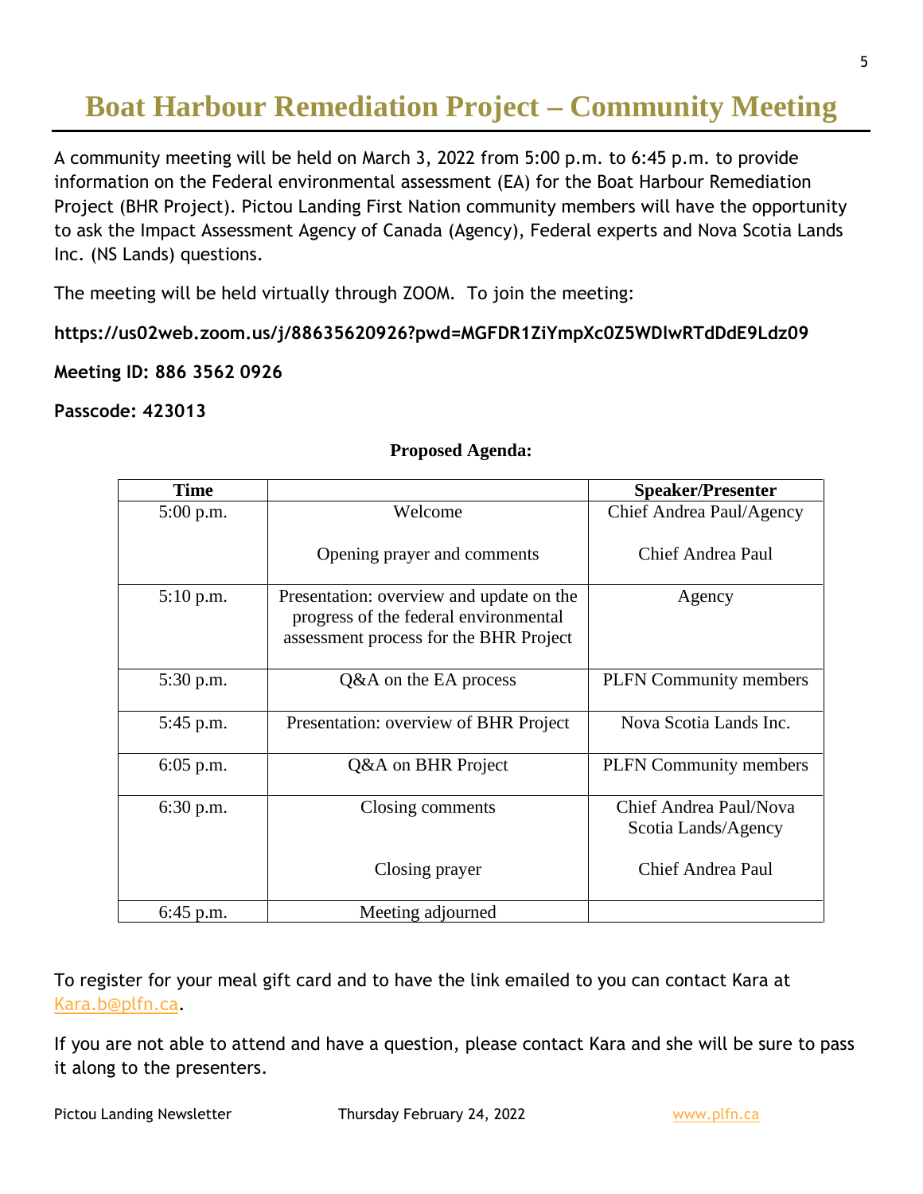# Boat Harbour Remediation Project – Community Meeting

A community meeting will be held on March 3, 2022 from 5:00 p.m. to 6:45 p.m. to provide information on the Federal environmental assessment (EA) for the Boat Harbour Remediation Project (BHR Project). Pictou Landing First Nation community members will have the opportunity to ask the Impact Assessment Agency of Canada (Agency), Federal experts and Nova Scotia Lands Inc. (NS Lands) questions.

The meeting will be held virtually through ZOOM. To join the meeting:

**https://us02web.zoom.us/j/88635620926?pwd=MGFDR1ZiYmpXc0Z5WDlwRTdDdE9Ldz09**

**Meeting ID: 886 3562 0926**

**Passcode: 423013**

**Proposed Agenda:**

| Time | | Speaker/Presenter |
|---|---|---|
| 5:00 p.m. | Welcome<br><br>Opening prayer and comments | Chief Andrea Paul/Agency<br><br>Chief Andrea Paul |
| 5:10 p.m. | Presentation: overview and update on the progress of the federal environmental assessment process for the BHR Project | Agency |
| 5:30 p.m. | Q&A on the EA process | PLFN Community members |
| 5:45 p.m. | Presentation: overview of BHR Project | Nova Scotia Lands Inc. |
| 6:05 p.m. | Q&A on BHR Project | PLFN Community members |
| 6:30 p.m. | Closing comments<br><br>Closing prayer | Chief Andrea Paul/Nova Scotia Lands/Agency<br><br>Chief Andrea Paul |
| 6:45 p.m. | Meeting adjourned | |

To register for your meal gift card and to have the link emailed to you can contact Kara at Kara.b@plfn.ca.

If you are not able to attend and have a question, please contact Kara and she will be sure to pass it along to the presenters.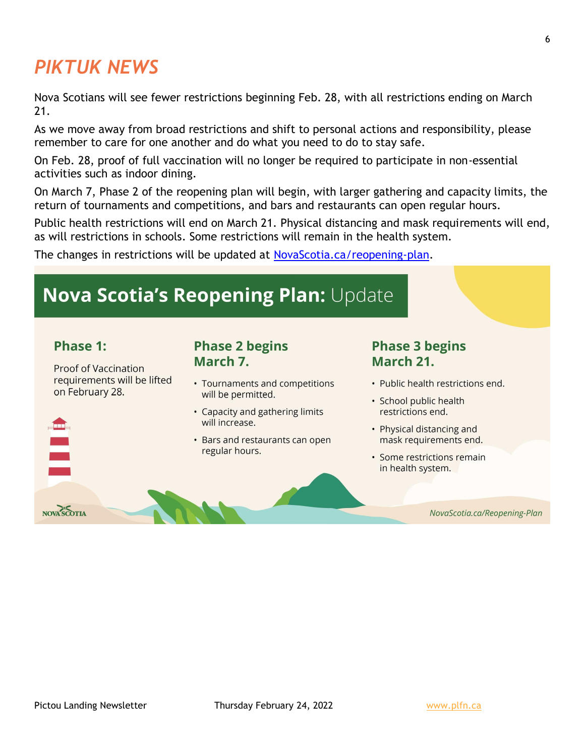# PIKTUK NEWS

Nova Scotians will see fewer restrictions beginning Feb. 28, with all restrictions ending on March 21.

As we move away from broad restrictions and shift to personal actions and responsibility, please remember to care for one another and do what you need to do to stay safe.

On Feb. 28, proof of full vaccination will no longer be required to participate in non-essential activities such as indoor dining.

On March 7, Phase 2 of the reopening plan will begin, with larger gathering and capacity limits, the return of tournaments and competitions, and bars and restaurants can open regular hours.

Public health restrictions will end on March 21. Physical distancing and mask requirements will end, as will restrictions in schools. Some restrictions will remain in the health system.

The changes in restrictions will be updated at [NovaScotia.ca/reopening-plan](NovaScotia.ca/reopening-plan).

## Nova Scotia's Reopening Plan: Update

### Phase 1:

Proof of Vaccination requirements will be lifted on February 28.

### Phase 2 begins March 7.

- Tournaments and competitions will be permitted.
- Capacity and gathering limits will increase.
- Bars and restaurants can open regular hours.

### Phase 3 begins March 21.

- Public health restrictions end.
- School public health restrictions end.
- Physical distancing and mask requirements end.
- Some restrictions remain in health system.

NOVA SCOTIA

*NovaScotia.ca/Reopening-Plan*